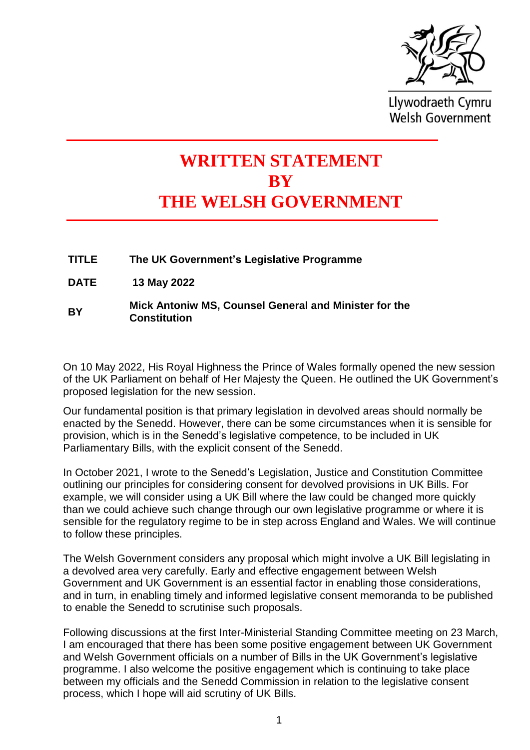Llywodraeth Cymru
Welsh Government

# WRITTEN STATEMENT BY THE WELSH GOVERNMENT

| | |
|---|---|
| **TITLE** | **The UK Government's Legislative Programme** |
| **DATE** | **13 May 2022** |
| **BY** | **Mick Antoniw MS, Counsel General and Minister for the Constitution** |

On 10 May 2022, His Royal Highness the Prince of Wales formally opened the new session of the UK Parliament on behalf of Her Majesty the Queen. He outlined the UK Government's proposed legislation for the new session.

Our fundamental position is that primary legislation in devolved areas should normally be enacted by the Senedd. However, there can be some circumstances when it is sensible for provision, which is in the Senedd's legislative competence, to be included in UK Parliamentary Bills, with the explicit consent of the Senedd.

In October 2021, I wrote to the Senedd's Legislation, Justice and Constitution Committee outlining our principles for considering consent for devolved provisions in UK Bills. For example, we will consider using a UK Bill where the law could be changed more quickly than we could achieve such change through our own legislative programme or where it is sensible for the regulatory regime to be in step across England and Wales. We will continue to follow these principles.

The Welsh Government considers any proposal which might involve a UK Bill legislating in a devolved area very carefully. Early and effective engagement between Welsh Government and UK Government is an essential factor in enabling those considerations, and in turn, in enabling timely and informed legislative consent memoranda to be published to enable the Senedd to scrutinise such proposals.

Following discussions at the first Inter-Ministerial Standing Committee meeting on 23 March, I am encouraged that there has been some positive engagement between UK Government and Welsh Government officials on a number of Bills in the UK Government's legislative programme. I also welcome the positive engagement which is continuing to take place between my officials and the Senedd Commission in relation to the legislative consent process, which I hope will aid scrutiny of UK Bills.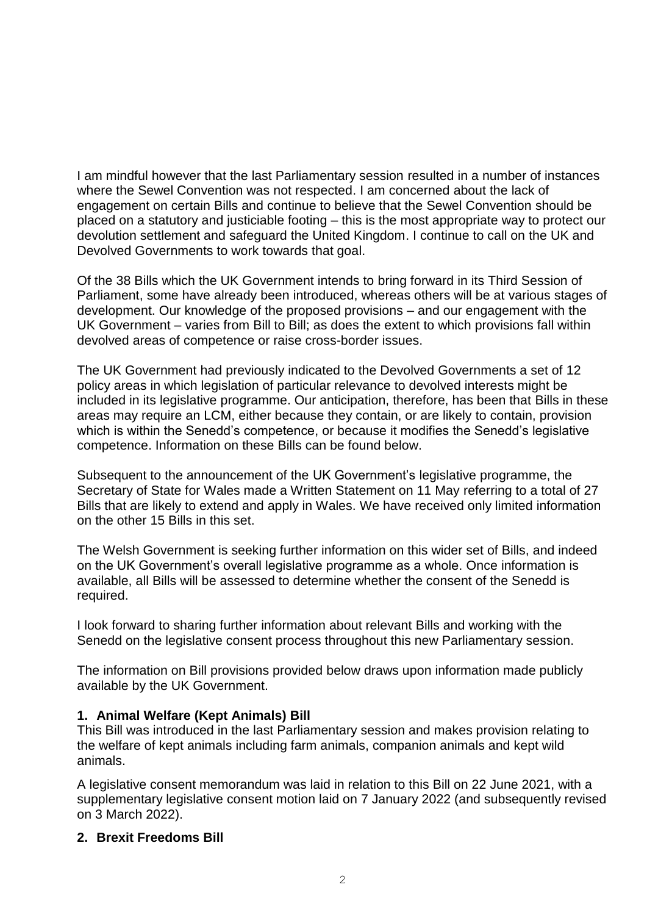I am mindful however that the last Parliamentary session resulted in a number of instances where the Sewel Convention was not respected. I am concerned about the lack of engagement on certain Bills and continue to believe that the Sewel Convention should be placed on a statutory and justiciable footing – this is the most appropriate way to protect our devolution settlement and safeguard the United Kingdom. I continue to call on the UK and Devolved Governments to work towards that goal.

Of the 38 Bills which the UK Government intends to bring forward in its Third Session of Parliament, some have already been introduced, whereas others will be at various stages of development. Our knowledge of the proposed provisions – and our engagement with the UK Government – varies from Bill to Bill; as does the extent to which provisions fall within devolved areas of competence or raise cross-border issues.

The UK Government had previously indicated to the Devolved Governments a set of 12 policy areas in which legislation of particular relevance to devolved interests might be included in its legislative programme. Our anticipation, therefore, has been that Bills in these areas may require an LCM, either because they contain, or are likely to contain, provision which is within the Senedd's competence, or because it modifies the Senedd's legislative competence. Information on these Bills can be found below.

Subsequent to the announcement of the UK Government's legislative programme, the Secretary of State for Wales made a Written Statement on 11 May referring to a total of 27 Bills that are likely to extend and apply in Wales. We have received only limited information on the other 15 Bills in this set.

The Welsh Government is seeking further information on this wider set of Bills, and indeed on the UK Government's overall legislative programme as a whole. Once information is available, all Bills will be assessed to determine whether the consent of the Senedd is required.

I look forward to sharing further information about relevant Bills and working with the Senedd on the legislative consent process throughout this new Parliamentary session.

The information on Bill provisions provided below draws upon information made publicly available by the UK Government.

**1. Animal Welfare (Kept Animals) Bill**

This Bill was introduced in the last Parliamentary session and makes provision relating to the welfare of kept animals including farm animals, companion animals and kept wild animals.

A legislative consent memorandum was laid in relation to this Bill on 22 June 2021, with a supplementary legislative consent motion laid on 7 January 2022 (and subsequently revised on 3 March 2022).

**2. Brexit Freedoms Bill**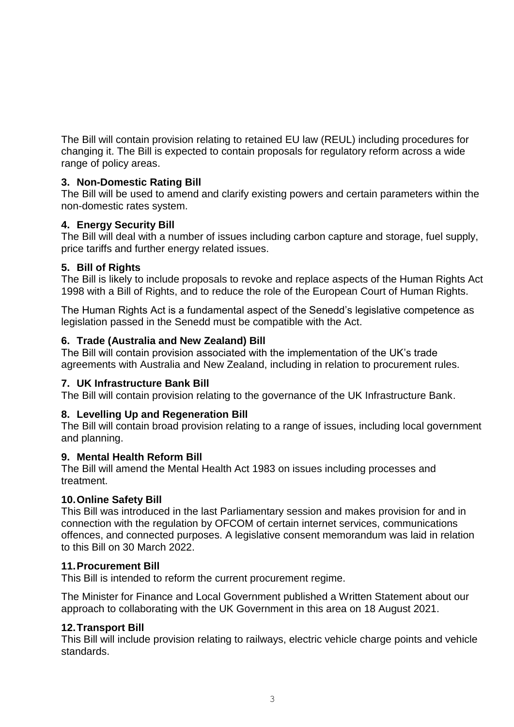The Bill will contain provision relating to retained EU law (REUL) including procedures for changing it. The Bill is expected to contain proposals for regulatory reform across a wide range of policy areas.

### 3. Non-Domestic Rating Bill

The Bill will be used to amend and clarify existing powers and certain parameters within the non-domestic rates system.

### 4. Energy Security Bill

The Bill will deal with a number of issues including carbon capture and storage, fuel supply, price tariffs and further energy related issues.

### 5. Bill of Rights

The Bill is likely to include proposals to revoke and replace aspects of the Human Rights Act 1998 with a Bill of Rights, and to reduce the role of the European Court of Human Rights.

The Human Rights Act is a fundamental aspect of the Senedd's legislative competence as legislation passed in the Senedd must be compatible with the Act.

### 6. Trade (Australia and New Zealand) Bill

The Bill will contain provision associated with the implementation of the UK's trade agreements with Australia and New Zealand, including in relation to procurement rules.

### 7. UK Infrastructure Bank Bill

The Bill will contain provision relating to the governance of the UK Infrastructure Bank.

### 8. Levelling Up and Regeneration Bill

The Bill will contain broad provision relating to a range of issues, including local government and planning.

### 9. Mental Health Reform Bill

The Bill will amend the Mental Health Act 1983 on issues including processes and treatment.

### 10. Online Safety Bill

This Bill was introduced in the last Parliamentary session and makes provision for and in connection with the regulation by OFCOM of certain internet services, communications offences, and connected purposes. A legislative consent memorandum was laid in relation to this Bill on 30 March 2022.

### 11. Procurement Bill

This Bill is intended to reform the current procurement regime.

The Minister for Finance and Local Government published a Written Statement about our approach to collaborating with the UK Government in this area on 18 August 2021.

### 12. Transport Bill

This Bill will include provision relating to railways, electric vehicle charge points and vehicle standards.